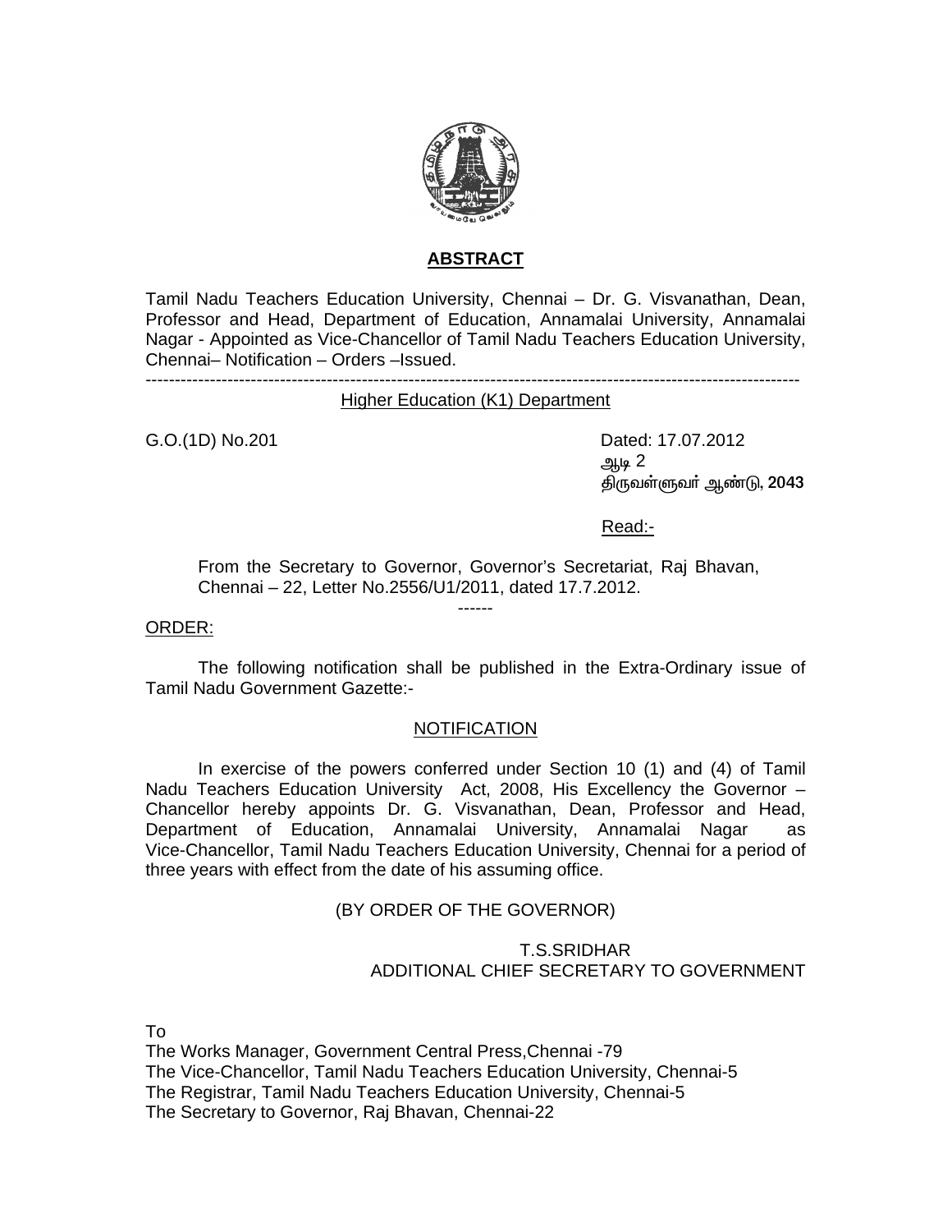## ABSTRACT

Tamil Nadu Teachers Education University, Chennai – Dr. G. Visvanathan, Dean, Professor and Head, Department of Education, Annamalai University, Annamalai Nagar - Appointed as Vice-Chancellor of Tamil Nadu Teachers Education University, Chennai– Notification – Orders –Issued.

---

Higher Education (K1) Department

G.O.(1D) No.201 Dated: 17.07.2012

ஆடி 2

திருவள்ளுவர் ஆண்டு, **2043**

Read:-

From the Secretary to Governor, Governor's Secretariat, Raj Bhavan, Chennai – 22, Letter No.2556/U1/2011, dated 17.7.2012.

------

ORDER:

The following notification shall be published in the Extra-Ordinary issue of Tamil Nadu Government Gazette:-

NOTIFICATION

In exercise of the powers conferred under Section 10 (1) and (4) of Tamil Nadu Teachers Education University Act, 2008, His Excellency the Governor – Chancellor hereby appoints Dr. G. Visvanathan, Dean, Professor and Head, Department of Education, Annamalai University, Annamalai Nagar as Vice-Chancellor, Tamil Nadu Teachers Education University, Chennai for a period of three years with effect from the date of his assuming office.

(BY ORDER OF THE GOVERNOR)

T.S.SRIDHAR
ADDITIONAL CHIEF SECRETARY TO GOVERNMENT

To

The Works Manager, Government Central Press,Chennai -79
The Vice-Chancellor, Tamil Nadu Teachers Education University, Chennai-5
The Registrar, Tamil Nadu Teachers Education University, Chennai-5
The Secretary to Governor, Raj Bhavan, Chennai-22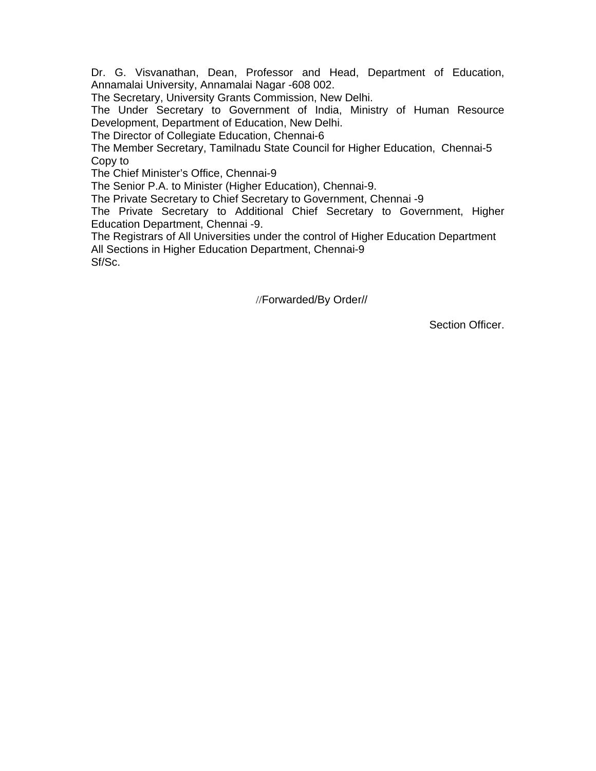Dr. G. Visvanathan, Dean, Professor and Head, Department of Education, Annamalai University, Annamalai Nagar -608 002.

The Secretary, University Grants Commission, New Delhi.

The Under Secretary to Government of India, Ministry of Human Resource Development, Department of Education, New Delhi.

The Director of Collegiate Education, Chennai-6

The Member Secretary, Tamilnadu State Council for Higher Education, Chennai-5

Copy to

The Chief Minister's Office, Chennai-9

The Senior P.A. to Minister (Higher Education), Chennai-9.

The Private Secretary to Chief Secretary to Government, Chennai -9

The Private Secretary to Additional Chief Secretary to Government, Higher Education Department, Chennai -9.

The Registrars of All Universities under the control of Higher Education Department

All Sections in Higher Education Department, Chennai-9

Sf/Sc.

//Forwarded/By Order//

Section Officer.